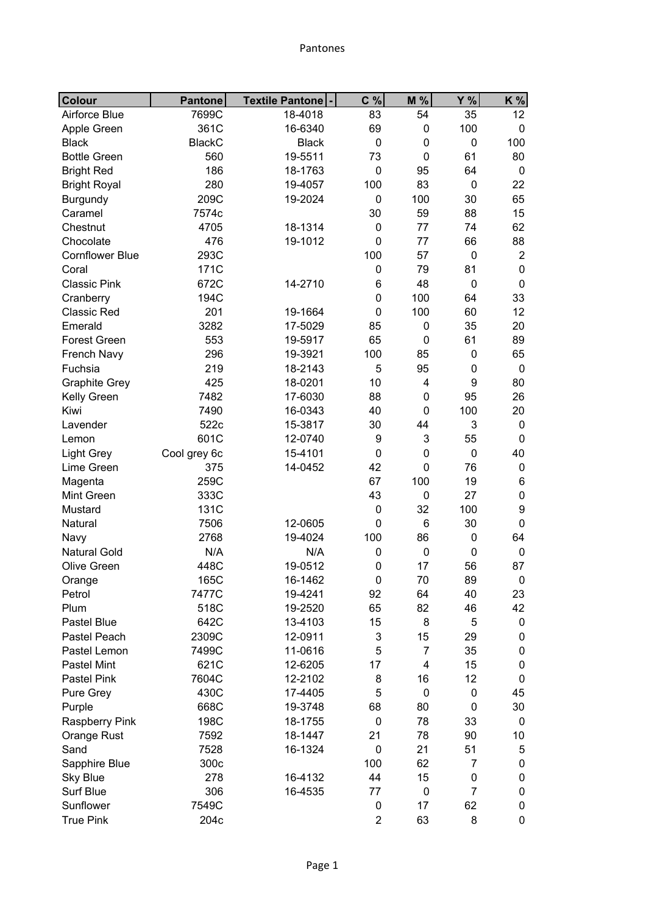| Colour | Pantone | Textile Pantone | C % | M % | Y % | K % |
|---|---|---|---|---|---|---|
| Airforce Blue | 7699C | 18-4018 | 83 | 54 | 35 | 12 |
| Apple Green | 361C | 16-6340 | 69 | 0 | 100 | 0 |
| Black | BlackC | Black | 0 | 0 | 0 | 100 |
| Bottle Green | 560 | 19-5511 | 73 | 0 | 61 | 80 |
| Bright Red | 186 | 18-1763 | 0 | 95 | 64 | 0 |
| Bright Royal | 280 | 19-4057 | 100 | 83 | 0 | 22 |
| Burgundy | 209C | 19-2024 | 0 | 100 | 30 | 65 |
| Caramel | 7574c | | 30 | 59 | 88 | 15 |
| Chestnut | 4705 | 18-1314 | 0 | 77 | 74 | 62 |
| Chocolate | 476 | 19-1012 | 0 | 77 | 66 | 88 |
| Cornflower Blue | 293C | | 100 | 57 | 0 | 2 |
| Coral | 171C | | 0 | 79 | 81 | 0 |
| Classic Pink | 672C | 14-2710 | 6 | 48 | 0 | 0 |
| Cranberry | 194C | | 0 | 100 | 64 | 33 |
| Classic Red | 201 | 19-1664 | 0 | 100 | 60 | 12 |
| Emerald | 3282 | 17-5029 | 85 | 0 | 35 | 20 |
| Forest Green | 553 | 19-5917 | 65 | 0 | 61 | 89 |
| French Navy | 296 | 19-3921 | 100 | 85 | 0 | 65 |
| Fuchsia | 219 | 18-2143 | 5 | 95 | 0 | 0 |
| Graphite Grey | 425 | 18-0201 | 10 | 4 | 9 | 80 |
| Kelly Green | 7482 | 17-6030 | 88 | 0 | 95 | 26 |
| Kiwi | 7490 | 16-0343 | 40 | 0 | 100 | 20 |
| Lavender | 522c | 15-3817 | 30 | 44 | 3 | 0 |
| Lemon | 601C | 12-0740 | 9 | 3 | 55 | 0 |
| Light Grey | Cool grey 6c | 15-4101 | 0 | 0 | 0 | 40 |
| Lime Green | 375 | 14-0452 | 42 | 0 | 76 | 0 |
| Magenta | 259C | | 67 | 100 | 19 | 6 |
| Mint Green | 333C | | 43 | 0 | 27 | 0 |
| Mustard | 131C | | 0 | 32 | 100 | 9 |
| Natural | 7506 | 12-0605 | 0 | 6 | 30 | 0 |
| Navy | 2768 | 19-4024 | 100 | 86 | 0 | 64 |
| Natural Gold | N/A | N/A | 0 | 0 | 0 | 0 |
| Olive Green | 448C | 19-0512 | 0 | 17 | 56 | 87 |
| Orange | 165C | 16-1462 | 0 | 70 | 89 | 0 |
| Petrol | 7477C | 19-4241 | 92 | 64 | 40 | 23 |
| Plum | 518C | 19-2520 | 65 | 82 | 46 | 42 |
| Pastel Blue | 642C | 13-4103 | 15 | 8 | 5 | 0 |
| Pastel Peach | 2309C | 12-0911 | 3 | 15 | 29 | 0 |
| Pastel Lemon | 7499C | 11-0616 | 5 | 7 | 35 | 0 |
| Pastel Mint | 621C | 12-6205 | 17 | 4 | 15 | 0 |
| Pastel Pink | 7604C | 12-2102 | 8 | 16 | 12 | 0 |
| Pure Grey | 430C | 17-4405 | 5 | 0 | 0 | 45 |
| Purple | 668C | 19-3748 | 68 | 80 | 0 | 30 |
| Raspberry Pink | 198C | 18-1755 | 0 | 78 | 33 | 0 |
| Orange Rust | 7592 | 18-1447 | 21 | 78 | 90 | 10 |
| Sand | 7528 | 16-1324 | 0 | 21 | 51 | 5 |
| Sapphire Blue | 300c | | 100 | 62 | 7 | 0 |
| Sky Blue | 278 | 16-4132 | 44 | 15 | 0 | 0 |
| Surf Blue | 306 | 16-4535 | 77 | 0 | 7 | 0 |
| Sunflower | 7549C | | 0 | 17 | 62 | 0 |
| True Pink | 204c | | 2 | 63 | 8 | 0 |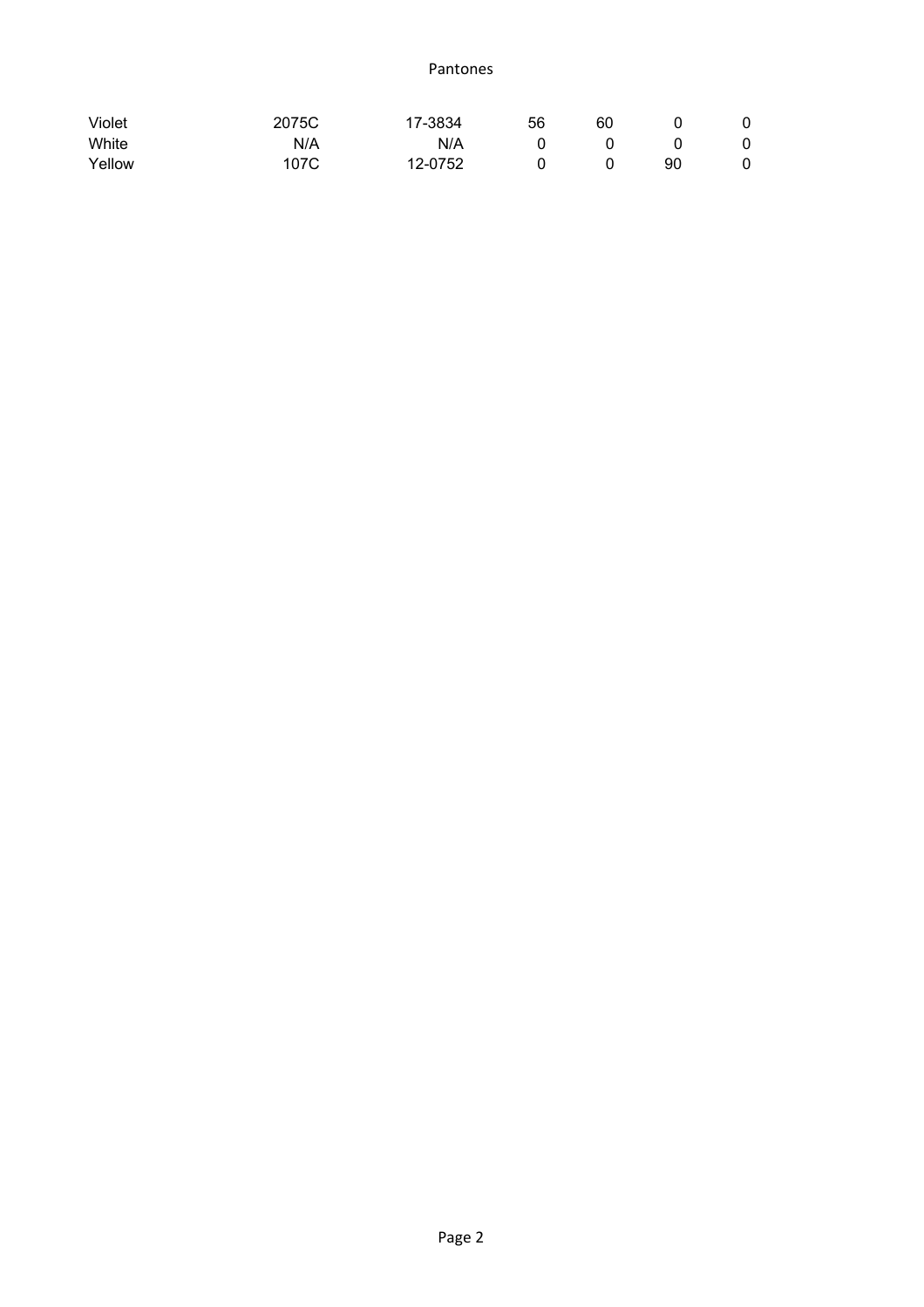| | | | | | | |
|---|---|---|---|---|---|---|
| Violet | 2075C | 17-3834 | 56 | 60 | 0 | 0 |
| White | N/A | N/A | 0 | 0 | 0 | 0 |
| Yellow | 107C | 12-0752 | 0 | 0 | 90 | 0 |